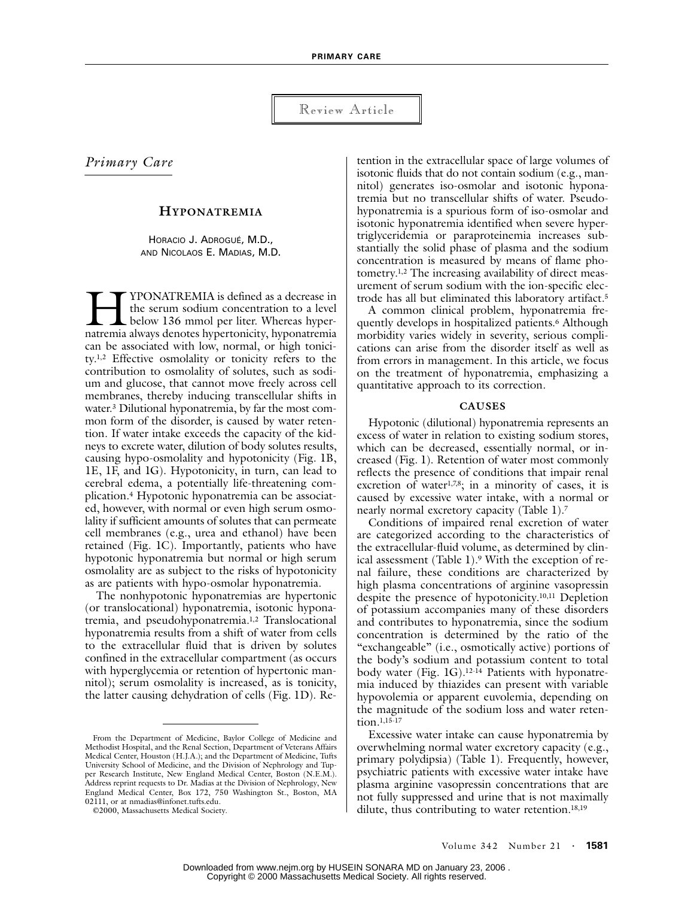Review Article

*Primary Care*

# HYPONATREMIA

HORACIO J. ADROGUÉ, M.D.,
AND NICOLAOS E. MADIAS, M.D.

HYPONATREMIA is defined as a decrease in the serum sodium concentration to a level below 136 mmol per liter. Whereas hypernatremia always denotes hypertonicity, hyponatremia can be associated with low, normal, or high tonicity.[1,2] Effective osmolality or tonicity refers to the contribution to osmolality of solutes, such as sodium and glucose, that cannot move freely across cell membranes, thereby inducing transcellular shifts in water.[3] Dilutional hyponatremia, by far the most common form of the disorder, is caused by water retention. If water intake exceeds the capacity of the kidneys to excrete water, dilution of body solutes results, causing hypo-osmolality and hypotonicity (Fig. 1B, 1E, 1F, and 1G). Hypotonicity, in turn, can lead to cerebral edema, a potentially life-threatening complication.[4] Hypotonic hyponatremia can be associated, however, with normal or even high serum osmolality if sufficient amounts of solutes that can permeate cell membranes (e.g., urea and ethanol) have been retained (Fig. 1C). Importantly, patients who have hypotonic hyponatremia but normal or high serum osmolality are as subject to the risks of hypotonicity as are patients with hypo-osmolar hyponatremia.

The nonhypotonic hyponatremias are hypertonic (or translocational) hyponatremia, isotonic hyponatremia, and pseudohyponatremia.[1,2] Translocational hyponatremia results from a shift of water from cells to the extracellular fluid that is driven by solutes confined in the extracellular compartment (as occurs with hyperglycemia or retention of hypertonic mannitol); serum osmolality is increased, as is tonicity, the latter causing dehydration of cells (Fig. 1D). Retention in the extracellular space of large volumes of isotonic fluids that do not contain sodium (e.g., mannitol) generates iso-osmolar and isotonic hyponatremia but no transcellular shifts of water. Pseudohyponatremia is a spurious form of iso-osmolar and isotonic hyponatremia identified when severe hypertriglyceridemia or paraproteinemia increases substantially the solid phase of plasma and the sodium concentration is measured by means of flame photometry.[1,2] The increasing availability of direct measurement of serum sodium with the ion-specific electrode has all but eliminated this laboratory artifact.[5]

A common clinical problem, hyponatremia frequently develops in hospitalized patients.[6] Although morbidity varies widely in severity, serious complications can arise from the disorder itself as well as from errors in management. In this article, we focus on the treatment of hyponatremia, emphasizing a quantitative approach to its correction.

## CAUSES

Hypotonic (dilutional) hyponatremia represents an excess of water in relation to existing sodium stores, which can be decreased, essentially normal, or increased (Fig. 1). Retention of water most commonly reflects the presence of conditions that impair renal excretion of water[1,7,8]; in a minority of cases, it is caused by excessive water intake, with a normal or nearly normal excretory capacity (Table 1).[7]

Conditions of impaired renal excretion of water are categorized according to the characteristics of the extracellular-fluid volume, as determined by clinical assessment (Table 1).[9] With the exception of renal failure, these conditions are characterized by high plasma concentrations of arginine vasopressin despite the presence of hypotonicity.[10,11] Depletion of potassium accompanies many of these disorders and contributes to hyponatremia, since the sodium concentration is determined by the ratio of the "exchangeable" (i.e., osmotically active) portions of the body's sodium and potassium content to total body water (Fig. 1G).[12-14] Patients with hyponatremia induced by thiazides can present with variable hypovolemia or apparent euvolemia, depending on the magnitude of the sodium loss and water retention.[1,15-17]

Excessive water intake can cause hyponatremia by overwhelming normal water excretory capacity (e.g., primary polydipsia) (Table 1). Frequently, however, psychiatric patients with excessive water intake have plasma arginine vasopressin concentrations that are not fully suppressed and urine that is not maximally dilute, thus contributing to water retention.[18,19]

From the Department of Medicine, Baylor College of Medicine and Methodist Hospital, and the Renal Section, Department of Veterans Affairs Medical Center, Houston (H.J.A.); and the Department of Medicine, Tufts University School of Medicine, and the Division of Nephrology and Tupper Research Institute, New England Medical Center, Boston (N.E.M.). Address reprint requests to Dr. Madias at the Division of Nephrology, New England Medical Center, Box 172, 750 Washington St., Boston, MA 02111, or at nmadias@infonet.tufts.edu.

©2000, Massachusetts Medical Society.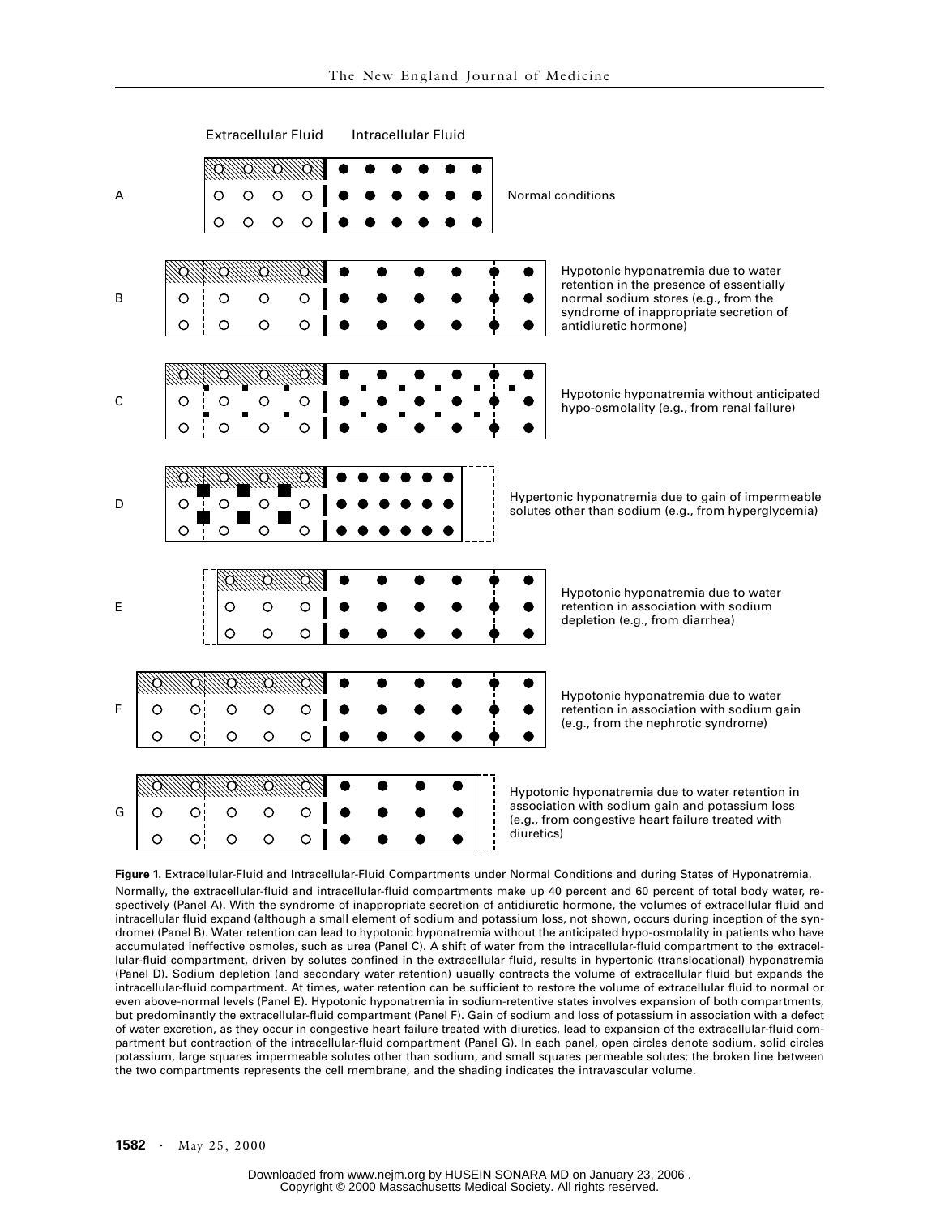Extracellular Fluid Intracellular Fluid

A — Normal conditions

B — Hypotonic hyponatremia due to water retention in the presence of essentially normal sodium stores (e.g., from the syndrome of inappropriate secretion of antidiuretic hormone)

C — Hypotonic hyponatremia without anticipated hypo-osmolality (e.g., from renal failure)

D — Hypertonic hyponatremia due to gain of impermeable solutes other than sodium (e.g., from hyperglycemia)

E — Hypotonic hyponatremia due to water retention in association with sodium depletion (e.g., from diarrhea)

F — Hypotonic hyponatremia due to water retention in association with sodium gain (e.g., from the nephrotic syndrome)

G — Hypotonic hyponatremia due to water retention in association with sodium gain and potassium loss (e.g., from congestive heart failure treated with diuretics)

**Figure 1.** Extracellular-Fluid and Intracellular-Fluid Compartments under Normal Conditions and during States of Hyponatremia.

Normally, the extracellular-fluid and intracellular-fluid compartments make up 40 percent and 60 percent of total body water, respectively (Panel A). With the syndrome of inappropriate secretion of antidiuretic hormone, the volumes of extracellular fluid and intracellular fluid expand (although a small element of sodium and potassium loss, not shown, occurs during inception of the syndrome) (Panel B). Water retention can lead to hypotonic hyponatremia without the anticipated hypo-osmolality in patients who have accumulated ineffective osmoles, such as urea (Panel C). A shift of water from the intracellular-fluid compartment to the extracellular-fluid compartment, driven by solutes confined in the extracellular fluid, results in hypertonic (translocational) hyponatremia (Panel D). Sodium depletion (and secondary water retention) usually contracts the volume of extracellular fluid but expands the intracellular-fluid compartment. At times, water retention can be sufficient to restore the volume of extracellular fluid to normal or even above-normal levels (Panel E). Hypotonic hyponatremia in sodium-retentive states involves expansion of both compartments, but predominantly the extracellular-fluid compartment (Panel F). Gain of sodium and loss of potassium in association with a defect of water excretion, as they occur in congestive heart failure treated with diuretics, lead to expansion of the extracellular-fluid compartment but contraction of the intracellular-fluid compartment (Panel G). In each panel, open circles denote sodium, solid circles potassium, large squares impermeable solutes other than sodium, and small squares permeable solutes; the broken line between the two compartments represents the cell membrane, and the shading indicates the intravascular volume.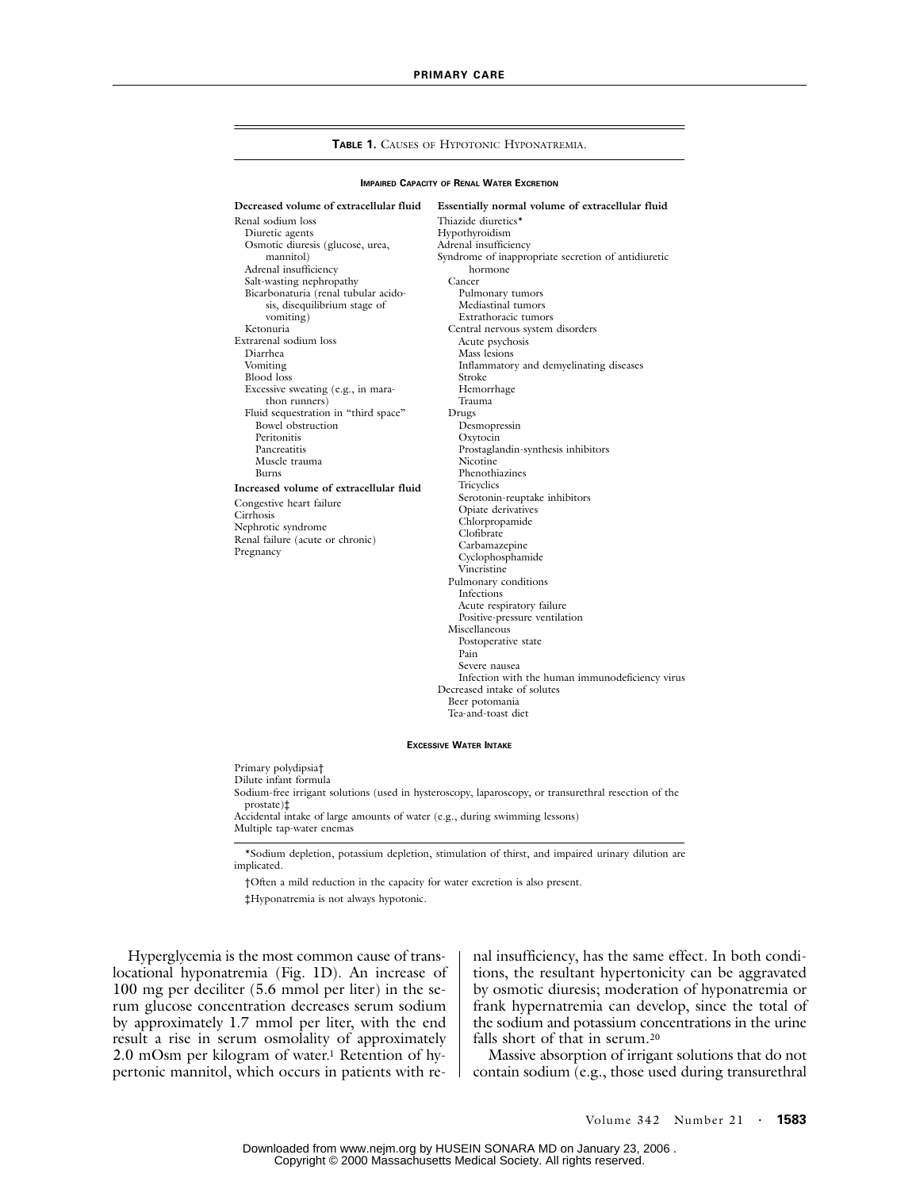**TABLE 1.** CAUSES OF HYPOTONIC HYPONATREMIA.

**IMPAIRED CAPACITY OF RENAL WATER EXCRETION**

| Decreased volume of extracellular fluid | Essentially normal volume of extracellular fluid |
|---|---|
| Renal sodium loss | Thiazide diuretics* |
| Diuretic agents | Hypothyroidism |
| Osmotic diuresis (glucose, urea, mannitol) | Adrenal insufficiency |
| Adrenal insufficiency | Syndrome of inappropriate secretion of antidiuretic hormone |
| Salt-wasting nephropathy | Cancer |
| Bicarbonaturia (renal tubular acidosis, disequilibrium stage of vomiting) | Pulmonary tumors |
| Ketonuria | Mediastinal tumors |
| Extrarenal sodium loss | Extrathoracic tumors |
| Diarrhea | Central nervous system disorders |
| Vomiting | Acute psychosis |
| Blood loss | Mass lesions |
| Excessive sweating (e.g., in marathon runners) | Inflammatory and demyelinating diseases |
| Fluid sequestration in "third space" | Stroke |
| Bowel obstruction | Hemorrhage |
| Peritonitis | Trauma |
| Pancreatitis | Drugs |
| Muscle trauma | Desmopressin |
| Burns | Oxytocin |
| **Increased volume of extracellular fluid** | Prostaglandin-synthesis inhibitors |
| Congestive heart failure | Nicotine |
| Cirrhosis | Phenothiazines |
| Nephrotic syndrome | Tricyclics |
| Renal failure (acute or chronic) | Serotonin-reuptake inhibitors |
| Pregnancy | Opiate derivatives |
| | Chlorpropamide |
| | Clofibrate |
| | Carbamazepine |
| | Cyclophosphamide |
| | Vincristine |
| | Pulmonary conditions |
| | Infections |
| | Acute respiratory failure |
| | Positive-pressure ventilation |
| | Miscellaneous |
| | Postoperative state |
| | Pain |
| | Severe nausea |
| | Infection with the human immunodeficiency virus |
| | Decreased intake of solutes |
| | Beer potomania |
| | Tea-and-toast diet |

**EXCESSIVE WATER INTAKE**

Primary polydipsia†
Dilute infant formula
Sodium-free irrigant solutions (used in hysteroscopy, laparoscopy, or transurethral resection of the prostate)‡
Accidental intake of large amounts of water (e.g., during swimming lessons)
Multiple tap-water enemas

*Sodium depletion, potassium depletion, stimulation of thirst, and impaired urinary dilution are implicated.

†Often a mild reduction in the capacity for water excretion is also present.

‡Hyponatremia is not always hypotonic.

Hyperglycemia is the most common cause of translocational hyponatremia (Fig. 1D). An increase of 100 mg per deciliter (5.6 mmol per liter) in the serum glucose concentration decreases serum sodium by approximately 1.7 mmol per liter, with the end result a rise in serum osmolality of approximately 2.0 mOsm per kilogram of water.[1] Retention of hypertonic mannitol, which occurs in patients with renal insufficiency, has the same effect. In both conditions, the resultant hypertonicity can be aggravated by osmotic diuresis; moderation of hyponatremia or frank hypernatremia can develop, since the total of the sodium and potassium concentrations in the urine falls short of that in serum.[20]

Massive absorption of irrigant solutions that do not contain sodium (e.g., those used during transurethral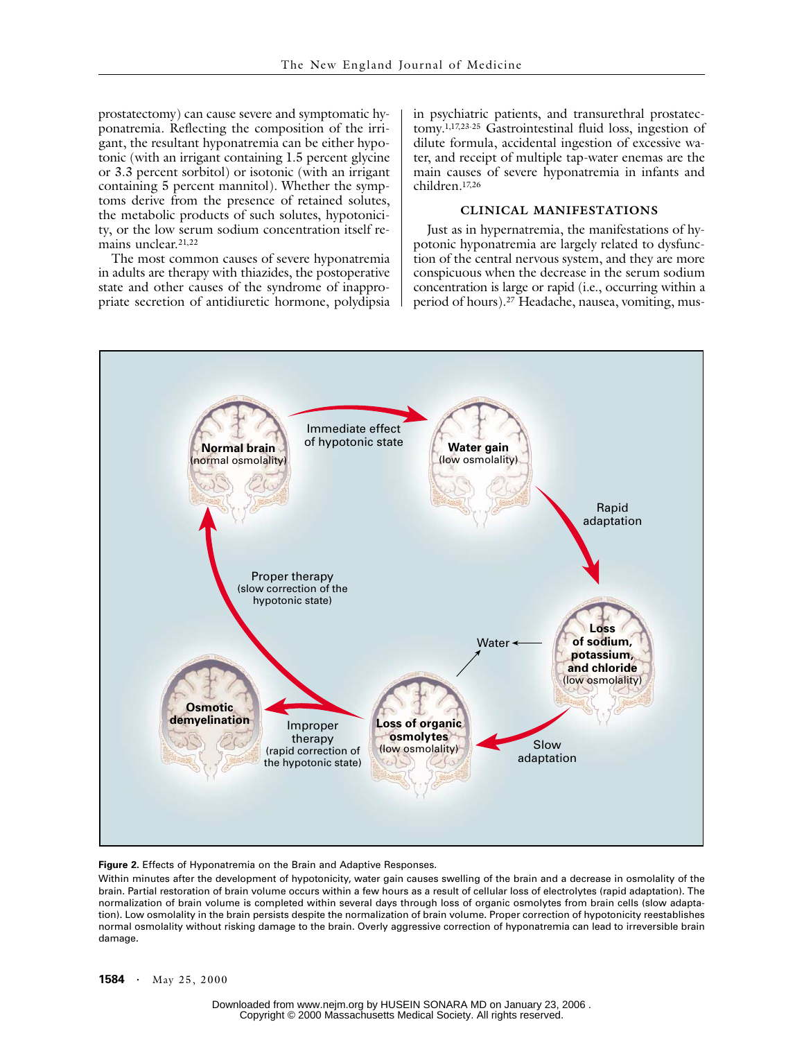prostatectomy) can cause severe and symptomatic hyponatremia. Reflecting the composition of the irrigant, the resultant hyponatremia can be either hypotonic (with an irrigant containing 1.5 percent glycine or 3.3 percent sorbitol) or isotonic (with an irrigant containing 5 percent mannitol). Whether the symptoms derive from the presence of retained solutes, the metabolic products of such solutes, hypotonicity, or the low serum sodium concentration itself remains unclear.[21,22]

The most common causes of severe hyponatremia in adults are therapy with thiazides, the postoperative state and other causes of the syndrome of inappropriate secretion of antidiuretic hormone, polydipsia in psychiatric patients, and transurethral prostatectomy.[1,17,23-25] Gastrointestinal fluid loss, ingestion of dilute formula, accidental ingestion of excessive water, and receipt of multiple tap-water enemas are the main causes of severe hyponatremia in infants and children.[17,26]

## CLINICAL MANIFESTATIONS

Just as in hypernatremia, the manifestations of hypotonic hyponatremia are largely related to dysfunction of the central nervous system, and they are more conspicuous when the decrease in the serum sodium concentration is large or rapid (i.e., occurring within a period of hours).[27] Headache, nausea, vomiting, mus-

**Figure 2.** Effects of Hyponatremia on the Brain and Adaptive Responses.

Within minutes after the development of hypotonicity, water gain causes swelling of the brain and a decrease in osmolality of the brain. Partial restoration of brain volume occurs within a few hours as a result of cellular loss of electrolytes (rapid adaptation). The normalization of brain volume is completed within several days through loss of organic osmolytes from brain cells (slow adaptation). Low osmolality in the brain persists despite the normalization of brain volume. Proper correction of hypotonicity reestablishes normal osmolality without risking damage to the brain. Overly aggressive correction of hyponatremia can lead to irreversible brain damage.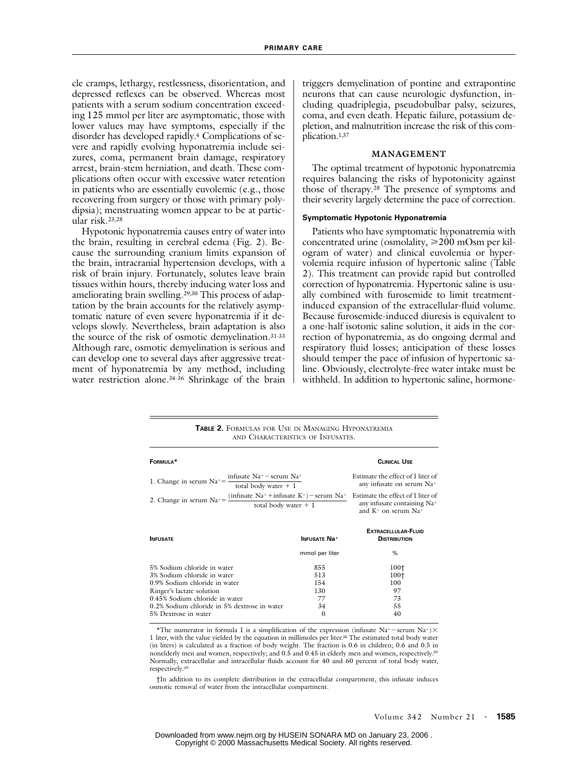cle cramps, lethargy, restlessness, disorientation, and depressed reflexes can be observed. Whereas most patients with a serum sodium concentration exceeding 125 mmol per liter are asymptomatic, those with lower values may have symptoms, especially if the disorder has developed rapidly.[4] Complications of severe and rapidly evolving hyponatremia include seizures, coma, permanent brain damage, respiratory arrest, brain-stem herniation, and death. These complications often occur with excessive water retention in patients who are essentially euvolemic (e.g., those recovering from surgery or those with primary polydipsia); menstruating women appear to be at particular risk.[23,28]

Hypotonic hyponatremia causes entry of water into the brain, resulting in cerebral edema (Fig. 2). Because the surrounding cranium limits expansion of the brain, intracranial hypertension develops, with a risk of brain injury. Fortunately, solutes leave brain tissues within hours, thereby inducing water loss and ameliorating brain swelling.[29,30] This process of adaptation by the brain accounts for the relatively asymptomatic nature of even severe hyponatremia if it develops slowly. Nevertheless, brain adaptation is also the source of the risk of osmotic demyelination.[31-33] Although rare, osmotic demyelination is serious and can develop one to several days after aggressive treatment of hyponatremia by any method, including water restriction alone.[34-36] Shrinkage of the brain triggers demyelination of pontine and extrapontine neurons that can cause neurologic dysfunction, including quadriplegia, pseudobulbar palsy, seizures, coma, and even death. Hepatic failure, potassium depletion, and malnutrition increase the risk of this complication.[1,37]

## MANAGEMENT

The optimal treatment of hypotonic hyponatremia requires balancing the risks of hypotonicity against those of therapy.[28] The presence of symptoms and their severity largely determine the pace of correction.

### Symptomatic Hypotonic Hyponatremia

Patients who have symptomatic hyponatremia with concentrated urine (osmolality, ≥200 mOsm per kilogram of water) and clinical euvolemia or hypervolemia require infusion of hypertonic saline (Table 2). This treatment can provide rapid but controlled correction of hyponatremia. Hypertonic saline is usually combined with furosemide to limit treatment-induced expansion of the extracellular-fluid volume. Because furosemide-induced diuresis is equivalent to a one-half isotonic saline solution, it aids in the correction of hyponatremia, as do ongoing dermal and respiratory fluid losses; anticipation of these losses should temper the pace of infusion of hypertonic saline. Obviously, electrolyte-free water intake must be withheld. In addition to hypertonic saline, hormone-

**TABLE 2.** FORMULAS FOR USE IN MANAGING HYPONATREMIA AND CHARACTERISTICS OF INFUSATES.

| Formula* | Clinical Use |
|---|---|
| 1. $\text{Change in serum Na}^+ = \dfrac{\text{infusate Na}^+ - \text{serum Na}^+}{\text{total body water} + 1}$ | Estimate the effect of 1 liter of any infusate on serum $Na^+$ |
| 2. $\text{Change in serum Na}^+ = \dfrac{(\text{infusate Na}^+ + \text{infusate K}^+) - \text{serum Na}^+}{\text{total body water} + 1}$ | Estimate the effect of 1 liter of any infusate containing $Na^+$ and $K^+$ on serum $Na^+$ |

| Infusate | Infusate $Na^+$ | Extracellular-Fluid Distribution |
|---|---|---|
| | mmol per liter | % |
| 5% Sodium chloride in water | 855 | 100† |
| 3% Sodium chloride in water | 513 | 100† |
| 0.9% Sodium chloride in water | 154 | 100 |
| Ringer's lactate solution | 130 | 97 |
| 0.45% Sodium chloride in water | 77 | 73 |
| 0.2% Sodium chloride in 5% dextrose in water | 34 | 55 |
| 5% Dextrose in water | 0 | 40 |

*The numerator in formula 1 is a simplification of the expression (infusate $Na^+$ − serum $Na^+$) × 1 liter, with the value yielded by the equation in millimoles per liter.[38] The estimated total body water (in liters) is calculated as a fraction of body weight. The fraction is 0.6 in children; 0.6 and 0.5 in nonelderly men and women, respectively; and 0.5 and 0.45 in elderly men and women, respectively.[39] Normally, extracellular and intracellular fluids account for 40 and 60 percent of total body water, respectively.[39]

†In addition to its complete distribution in the extracellular compartment, this infusate induces osmotic removal of water from the intracellular compartment.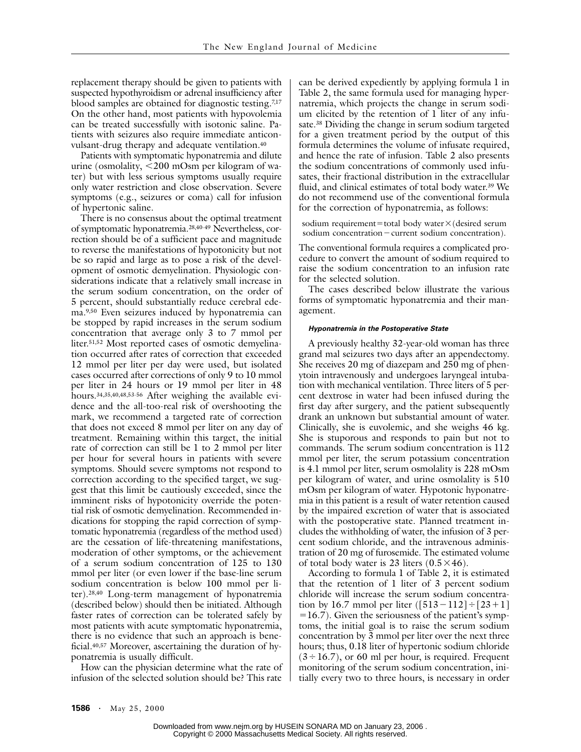replacement therapy should be given to patients with suspected hypothyroidism or adrenal insufficiency after blood samples are obtained for diagnostic testing.[7,17] On the other hand, most patients with hypovolemia can be treated successfully with isotonic saline. Patients with seizures also require immediate anticonvulsant-drug therapy and adequate ventilation.[40]

Patients with symptomatic hyponatremia and dilute urine (osmolality, <200 mOsm per kilogram of water) but with less serious symptoms usually require only water restriction and close observation. Severe symptoms (e.g., seizures or coma) call for infusion of hypertonic saline.

There is no consensus about the optimal treatment of symptomatic hyponatremia.[28,40-49] Nevertheless, correction should be of a sufficient pace and magnitude to reverse the manifestations of hypotonicity but not be so rapid and large as to pose a risk of the development of osmotic demyelination. Physiologic considerations indicate that a relatively small increase in the serum sodium concentration, on the order of 5 percent, should substantially reduce cerebral edema.[9,50] Even seizures induced by hyponatremia can be stopped by rapid increases in the serum sodium concentration that average only 3 to 7 mmol per liter.[51,52] Most reported cases of osmotic demyelination occurred after rates of correction that exceeded 12 mmol per liter per day were used, but isolated cases occurred after corrections of only 9 to 10 mmol per liter in 24 hours or 19 mmol per liter in 48 hours.[34,35,40,48,53-56] After weighing the available evidence and the all-too-real risk of overshooting the mark, we recommend a targeted rate of correction that does not exceed 8 mmol per liter on any day of treatment. Remaining within this target, the initial rate of correction can still be 1 to 2 mmol per liter per hour for several hours in patients with severe symptoms. Should severe symptoms not respond to correction according to the specified target, we suggest that this limit be cautiously exceeded, since the imminent risks of hypotonicity override the potential risk of osmotic demyelination. Recommended indications for stopping the rapid correction of symptomatic hyponatremia (regardless of the method used) are the cessation of life-threatening manifestations, moderation of other symptoms, or the achievement of a serum sodium concentration of 125 to 130 mmol per liter (or even lower if the base-line serum sodium concentration is below 100 mmol per liter).[28,40] Long-term management of hyponatremia (described below) should then be initiated. Although faster rates of correction can be tolerated safely by most patients with acute symptomatic hyponatremia, there is no evidence that such an approach is beneficial.[40,57] Moreover, ascertaining the duration of hyponatremia is usually difficult.

How can the physician determine what the rate of infusion of the selected solution should be? This rate can be derived expediently by applying formula 1 in Table 2, the same formula used for managing hypernatremia, which projects the change in serum sodium elicited by the retention of 1 liter of any infusate.[38] Dividing the change in serum sodium targeted for a given treatment period by the output of this formula determines the volume of infusate required, and hence the rate of infusion. Table 2 also presents the sodium concentrations of commonly used infusates, their fractional distribution in the extracellular fluid, and clinical estimates of total body water.[39] We do not recommend use of the conventional formula for the correction of hyponatremia, as follows:

sodium requirement = total body water × (desired serum sodium concentration − current sodium concentration).

The conventional formula requires a complicated procedure to convert the amount of sodium required to raise the sodium concentration to an infusion rate for the selected solution.

The cases described below illustrate the various forms of symptomatic hyponatremia and their management.

#### *Hyponatremia in the Postoperative State*

A previously healthy 32-year-old woman has three grand mal seizures two days after an appendectomy. She receives 20 mg of diazepam and 250 mg of phenytoin intravenously and undergoes laryngeal intubation with mechanical ventilation. Three liters of 5 percent dextrose in water had been infused during the first day after surgery, and the patient subsequently drank an unknown but substantial amount of water. Clinically, she is euvolemic, and she weighs 46 kg. She is stuporous and responds to pain but not to commands. The serum sodium concentration is 112 mmol per liter, the serum potassium concentration is 4.1 mmol per liter, serum osmolality is 228 mOsm per kilogram of water, and urine osmolality is 510 mOsm per kilogram of water. Hypotonic hyponatremia in this patient is a result of water retention caused by the impaired excretion of water that is associated with the postoperative state. Planned treatment includes the withholding of water, the infusion of 3 percent sodium chloride, and the intravenous administration of 20 mg of furosemide. The estimated volume of total body water is 23 liters ($0.5 \times 46$).

According to formula 1 of Table 2, it is estimated that the retention of 1 liter of 3 percent sodium chloride will increase the serum sodium concentration by 16.7 mmol per liter ($[513-112] \div [23+1] = 16.7$). Given the seriousness of the patient's symptoms, the initial goal is to raise the serum sodium concentration by 3 mmol per liter over the next three hours; thus, 0.18 liter of hypertonic sodium chloride ($3 \div 16.7$), or 60 ml per hour, is required. Frequent monitoring of the serum sodium concentration, initially every two to three hours, is necessary in order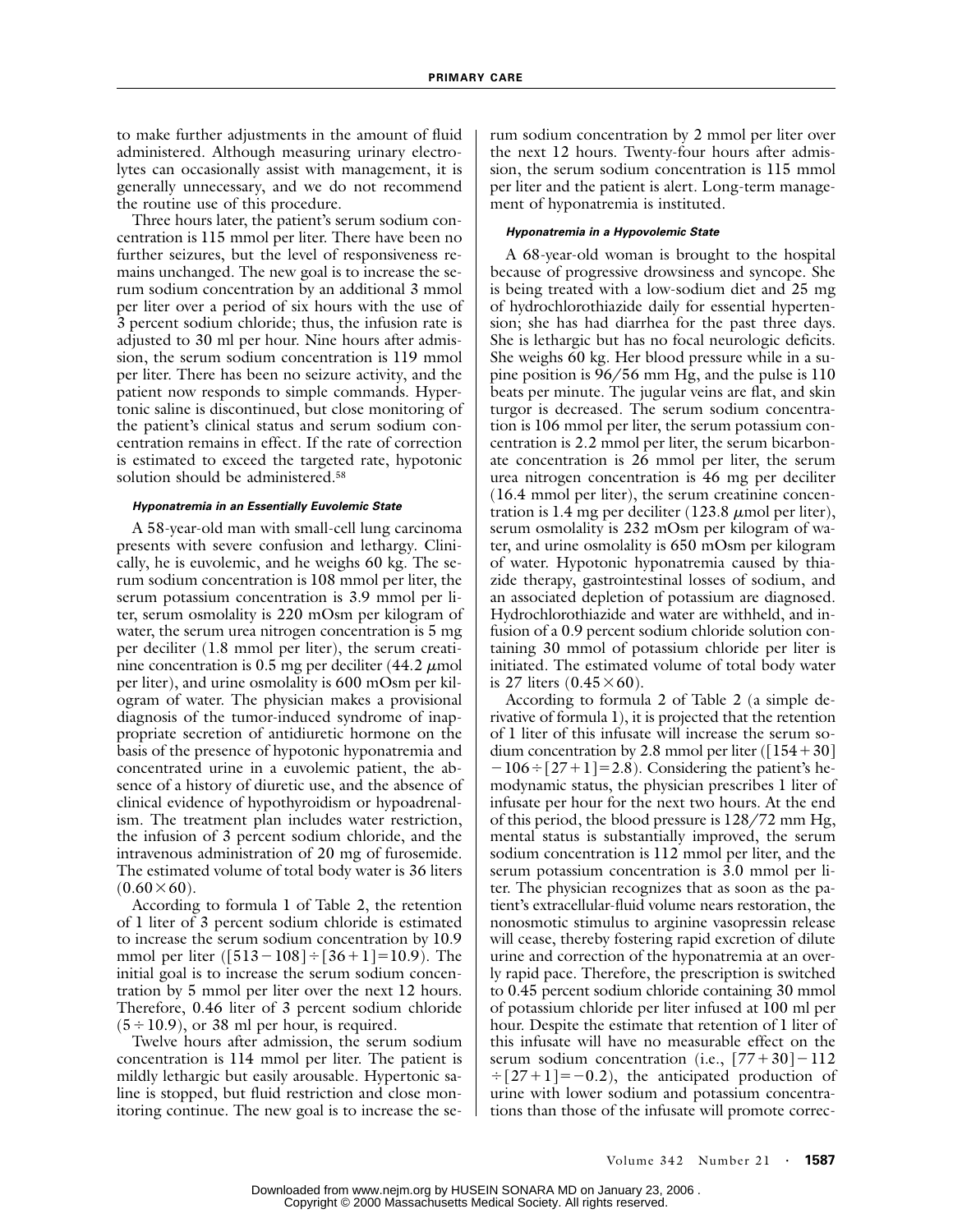to make further adjustments in the amount of fluid administered. Although measuring urinary electrolytes can occasionally assist with management, it is generally unnecessary, and we do not recommend the routine use of this procedure.

Three hours later, the patient's serum sodium concentration is 115 mmol per liter. There have been no further seizures, but the level of responsiveness remains unchanged. The new goal is to increase the serum sodium concentration by an additional 3 mmol per liter over a period of six hours with the use of 3 percent sodium chloride; thus, the infusion rate is adjusted to 30 ml per hour. Nine hours after admission, the serum sodium concentration is 119 mmol per liter. There has been no seizure activity, and the patient now responds to simple commands. Hypertonic saline is discontinued, but close monitoring of the patient's clinical status and serum sodium concentration remains in effect. If the rate of correction is estimated to exceed the targeted rate, hypotonic solution should be administered.[58]

#### Hyponatremia in an Essentially Euvolemic State

A 58-year-old man with small-cell lung carcinoma presents with severe confusion and lethargy. Clinically, he is euvolemic, and he weighs 60 kg. The serum sodium concentration is 108 mmol per liter, the serum potassium concentration is 3.9 mmol per liter, serum osmolality is 220 mOsm per kilogram of water, the serum urea nitrogen concentration is 5 mg per deciliter (1.8 mmol per liter), the serum creatinine concentration is 0.5 mg per deciliter (44.2 $\mu$mol per liter), and urine osmolality is 600 mOsm per kilogram of water. The physician makes a provisional diagnosis of the tumor-induced syndrome of inappropriate secretion of antidiuretic hormone on the basis of the presence of hypotonic hyponatremia and concentrated urine in a euvolemic patient, the absence of a history of diuretic use, and the absence of clinical evidence of hypothyroidism or hypoadrenalism. The treatment plan includes water restriction, the infusion of 3 percent sodium chloride, and the intravenous administration of 20 mg of furosemide. The estimated volume of total body water is 36 liters ($0.60 \times 60$).

According to formula 1 of Table 2, the retention of 1 liter of 3 percent sodium chloride is estimated to increase the serum sodium concentration by 10.9 mmol per liter ($[513-108] \div [36+1] = 10.9$). The initial goal is to increase the serum sodium concentration by 5 mmol per liter over the next 12 hours. Therefore, 0.46 liter of 3 percent sodium chloride ($5 \div 10.9$), or 38 ml per hour, is required.

Twelve hours after admission, the serum sodium concentration is 114 mmol per liter. The patient is mildly lethargic but easily arousable. Hypertonic saline is stopped, but fluid restriction and close monitoring continue. The new goal is to increase the serum sodium concentration by 2 mmol per liter over the next 12 hours. Twenty-four hours after admission, the serum sodium concentration is 115 mmol per liter and the patient is alert. Long-term management of hyponatremia is instituted.

#### Hyponatremia in a Hypovolemic State

A 68-year-old woman is brought to the hospital because of progressive drowsiness and syncope. She is being treated with a low-sodium diet and 25 mg of hydrochlorothiazide daily for essential hypertension; she has had diarrhea for the past three days. She is lethargic but has no focal neurologic deficits. She weighs 60 kg. Her blood pressure while in a supine position is 96/56 mm Hg, and the pulse is 110 beats per minute. The jugular veins are flat, and skin turgor is decreased. The serum sodium concentration is 106 mmol per liter, the serum potassium concentration is 2.2 mmol per liter, the serum bicarbonate concentration is 26 mmol per liter, the serum urea nitrogen concentration is 46 mg per deciliter (16.4 mmol per liter), the serum creatinine concentration is 1.4 mg per deciliter (123.8 $\mu$mol per liter), serum osmolality is 232 mOsm per kilogram of water, and urine osmolality is 650 mOsm per kilogram of water. Hypotonic hyponatremia caused by thiazide therapy, gastrointestinal losses of sodium, and an associated depletion of potassium are diagnosed. Hydrochlorothiazide and water are withheld, and infusion of a 0.9 percent sodium chloride solution containing 30 mmol of potassium chloride per liter is initiated. The estimated volume of total body water is 27 liters ($0.45 \times 60$).

According to formula 2 of Table 2 (a simple derivative of formula 1), it is projected that the retention of 1 liter of this infusate will increase the serum sodium concentration by 2.8 mmol per liter ($[154+30] - 106 \div [27+1] = 2.8$). Considering the patient's hemodynamic status, the physician prescribes 1 liter of infusate per hour for the next two hours. At the end of this period, the blood pressure is 128/72 mm Hg, mental status is substantially improved, the serum sodium concentration is 112 mmol per liter, and the serum potassium concentration is 3.0 mmol per liter. The physician recognizes that as soon as the patient's extracellular-fluid volume nears restoration, the nonosmotic stimulus to arginine vasopressin release will cease, thereby fostering rapid excretion of dilute urine and correction of the hyponatremia at an overly rapid pace. Therefore, the prescription is switched to 0.45 percent sodium chloride containing 30 mmol of potassium chloride per liter infused at 100 ml per hour. Despite the estimate that retention of 1 liter of this infusate will have no measurable effect on the serum sodium concentration (i.e., $[77+30] - 112 \div [27+1] = -0.2$), the anticipated production of urine with lower sodium and potassium concentrations than those of the infusate will promote correc-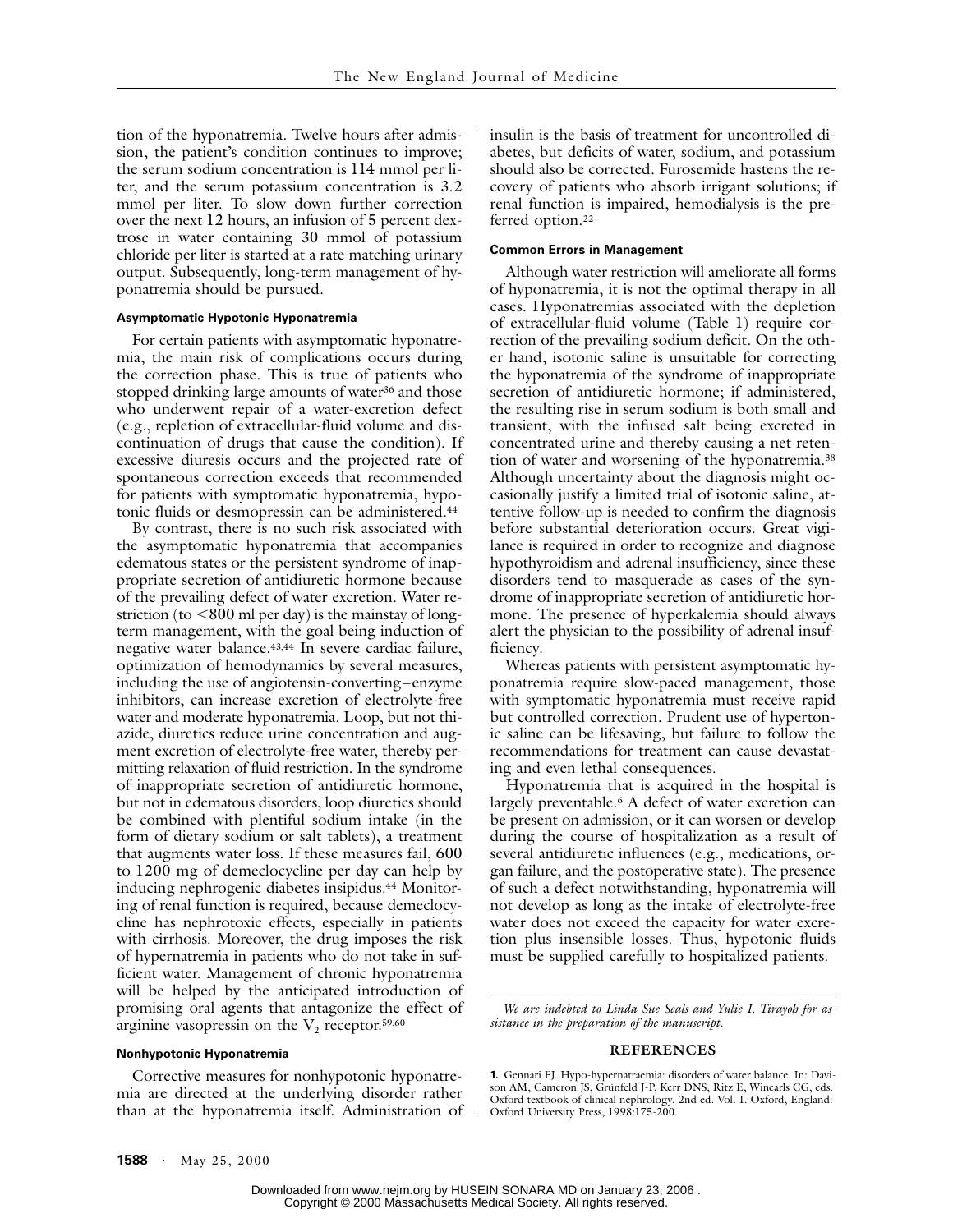tion of the hyponatremia. Twelve hours after admission, the patient's condition continues to improve; the serum sodium concentration is 114 mmol per liter, and the serum potassium concentration is 3.2 mmol per liter. To slow down further correction over the next 12 hours, an infusion of 5 percent dextrose in water containing 30 mmol of potassium chloride per liter is started at a rate matching urinary output. Subsequently, long-term management of hyponatremia should be pursued.

#### Asymptomatic Hypotonic Hyponatremia

For certain patients with asymptomatic hyponatremia, the main risk of complications occurs during the correction phase. This is true of patients who stopped drinking large amounts of water[36] and those who underwent repair of a water-excretion defect (e.g., repletion of extracellular-fluid volume and discontinuation of drugs that cause the condition). If excessive diuresis occurs and the projected rate of spontaneous correction exceeds that recommended for patients with symptomatic hyponatremia, hypotonic fluids or desmopressin can be administered.[44]

By contrast, there is no such risk associated with the asymptomatic hyponatremia that accompanies edematous states or the persistent syndrome of inappropriate secretion of antidiuretic hormone because of the prevailing defect of water excretion. Water restriction (to <800 ml per day) is the mainstay of long-term management, with the goal being induction of negative water balance.[43,44] In severe cardiac failure, optimization of hemodynamics by several measures, including the use of angiotensin-converting–enzyme inhibitors, can increase excretion of electrolyte-free water and moderate hyponatremia. Loop, but not thiazide, diuretics reduce urine concentration and augment excretion of electrolyte-free water, thereby permitting relaxation of fluid restriction. In the syndrome of inappropriate secretion of antidiuretic hormone, but not in edematous disorders, loop diuretics should be combined with plentiful sodium intake (in the form of dietary sodium or salt tablets), a treatment that augments water loss. If these measures fail, 600 to 1200 mg of demeclocycline per day can help by inducing nephrogenic diabetes insipidus.[44] Monitoring of renal function is required, because demeclocycline has nephrotoxic effects, especially in patients with cirrhosis. Moreover, the drug imposes the risk of hypernatremia in patients who do not take in sufficient water. Management of chronic hyponatremia will be helped by the anticipated introduction of promising oral agents that antagonize the effect of arginine vasopressin on the $V_2$ receptor.[59,60]

#### Nonhypotonic Hyponatremia

Corrective measures for nonhypotonic hyponatremia are directed at the underlying disorder rather than at the hyponatremia itself. Administration of insulin is the basis of treatment for uncontrolled diabetes, but deficits of water, sodium, and potassium should also be corrected. Furosemide hastens the recovery of patients who absorb irrigant solutions; if renal function is impaired, hemodialysis is the preferred option.[22]

#### Common Errors in Management

Although water restriction will ameliorate all forms of hyponatremia, it is not the optimal therapy in all cases. Hyponatremias associated with the depletion of extracellular-fluid volume (Table 1) require correction of the prevailing sodium deficit. On the other hand, isotonic saline is unsuitable for correcting the hyponatremia of the syndrome of inappropriate secretion of antidiuretic hormone; if administered, the resulting rise in serum sodium is both small and transient, with the infused salt being excreted in concentrated urine and thereby causing a net retention of water and worsening of the hyponatremia.[38] Although uncertainty about the diagnosis might occasionally justify a limited trial of isotonic saline, attentive follow-up is needed to confirm the diagnosis before substantial deterioration occurs. Great vigilance is required in order to recognize and diagnose hypothyroidism and adrenal insufficiency, since these disorders tend to masquerade as cases of the syndrome of inappropriate secretion of antidiuretic hormone. The presence of hyperkalemia should always alert the physician to the possibility of adrenal insufficiency.

Whereas patients with persistent asymptomatic hyponatremia require slow-paced management, those with symptomatic hyponatremia must receive rapid but controlled correction. Prudent use of hypertonic saline can be lifesaving, but failure to follow the recommendations for treatment can cause devastating and even lethal consequences.

Hyponatremia that is acquired in the hospital is largely preventable.[6] A defect of water excretion can be present on admission, or it can worsen or develop during the course of hospitalization as a result of several antidiuretic influences (e.g., medications, organ failure, and the postoperative state). The presence of such a defect notwithstanding, hyponatremia will not develop as long as the intake of electrolyte-free water does not exceed the capacity for water excretion plus insensible losses. Thus, hypotonic fluids must be supplied carefully to hospitalized patients.

*We are indebted to Linda Sue Seals and Yulie I. Tirayoh for assistance in the preparation of the manuscript.*

## REFERENCES

**1.** Gennari FJ. Hypo-hypernatraemia: disorders of water balance. In: Davison AM, Cameron JS, Grünfeld J-P, Kerr DNS, Ritz E, Winearls CG, eds. Oxford textbook of clinical nephrology. 2nd ed. Vol. 1. Oxford, England: Oxford University Press, 1998:175-200.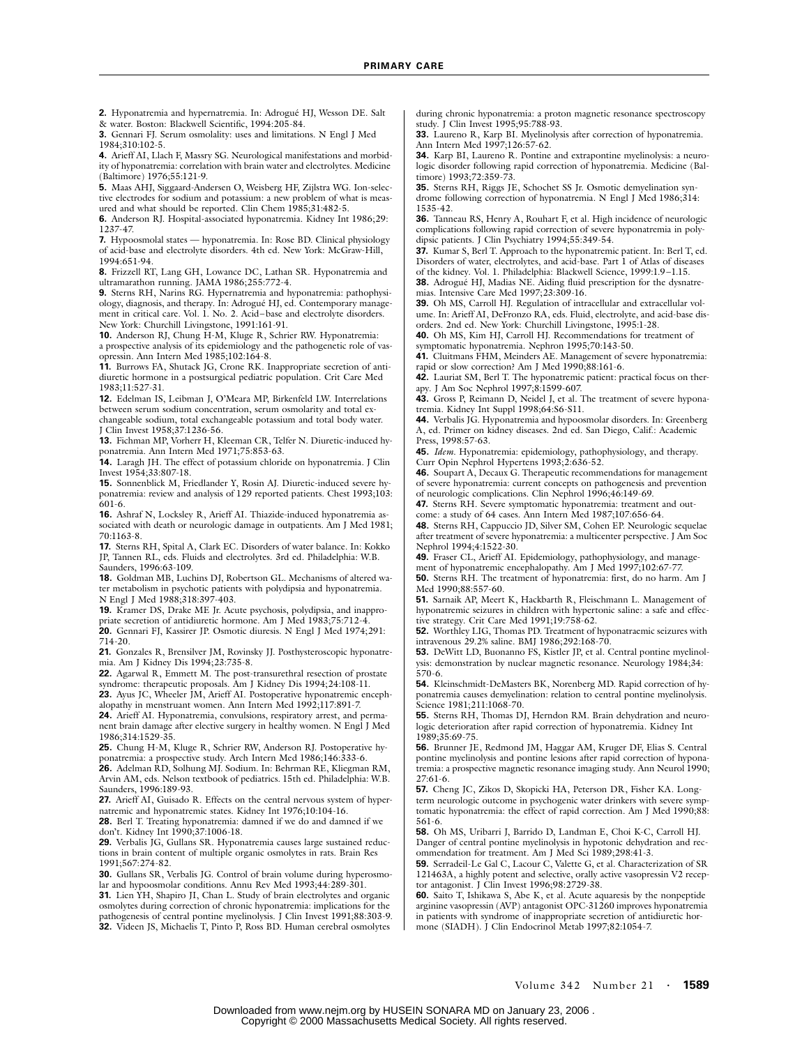**2.** Hyponatremia and hypernatremia. In: Adrogué HJ, Wesson DE. Salt & water. Boston: Blackwell Scientific, 1994:205-84.

**3.** Gennari FJ. Serum osmolality: uses and limitations. N Engl J Med 1984;310:102-5.

**4.** Arieff AI, Llach F, Massry SG. Neurological manifestations and morbidity of hyponatremia: correlation with brain water and electrolytes. Medicine (Baltimore) 1976;55:121-9.

**5.** Maas AHJ, Siggaard-Andersen O, Weisberg HF, Zijlstra WG. Ion-selective electrodes for sodium and potassium: a new problem of what is measured and what should be reported. Clin Chem 1985;31:482-5.

**6.** Anderson RJ. Hospital-associated hyponatremia. Kidney Int 1986;29:1237-47.

**7.** Hypoosmolal states — hyponatremia. In: Rose BD. Clinical physiology of acid-base and electrolyte disorders. 4th ed. New York: McGraw-Hill, 1994:651-94.

**8.** Frizzell RT, Lang GH, Lowance DC, Lathan SR. Hyponatremia and ultramarathon running. JAMA 1986;255:772-4.

**9.** Sterns RH, Narins RG. Hypernatremia and hyponatremia: pathophysiology, diagnosis, and therapy. In: Adrogué HJ, ed. Contemporary management in critical care. Vol. 1. No. 2. Acid–base and electrolyte disorders. New York: Churchill Livingstone, 1991:161-91.

**10.** Anderson RJ, Chung H-M, Kluge R, Schrier RW. Hyponatremia: a prospective analysis of its epidemiology and the pathogenetic role of vasopressin. Ann Intern Med 1985;102:164-8.

**11.** Burrows FA, Shutack JG, Crone RK. Inappropriate secretion of antidiuretic hormone in a postsurgical pediatric population. Crit Care Med 1983;11:527-31.

**12.** Edelman IS, Leibman J, O'Meara MP, Birkenfeld LW. Interrelations between serum sodium concentration, serum osmolarity and total exchangeable sodium, total exchangeable potassium and total body water. J Clin Invest 1958;37:1236-56.

**13.** Fichman MP, Vorherr H, Kleeman CR, Telfer N. Diuretic-induced hyponatremia. Ann Intern Med 1971;75:853-63.

**14.** Laragh JH. The effect of potassium chloride on hyponatremia. J Clin Invest 1954;33:807-18.

**15.** Sonnenblick M, Friedlander Y, Rosin AJ. Diuretic-induced severe hyponatremia: review and analysis of 129 reported patients. Chest 1993;103:601-6.

**16.** Ashraf N, Locksley R, Arieff AI. Thiazide-induced hyponatremia associated with death or neurologic damage in outpatients. Am J Med 1981;70:1163-8.

**17.** Sterns RH, Spital A, Clark EC. Disorders of water balance. In: Kokko JP, Tannen RL, eds. Fluids and electrolytes. 3rd ed. Philadelphia: W.B. Saunders, 1996:63-109.

**18.** Goldman MB, Luchins DJ, Robertson GL. Mechanisms of altered water metabolism in psychotic patients with polydipsia and hyponatremia. N Engl J Med 1988;318:397-403.

**19.** Kramer DS, Drake ME Jr. Acute psychosis, polydipsia, and inappropriate secretion of antidiuretic hormone. Am J Med 1983;75:712-4.

**20.** Gennari FJ, Kassirer JP. Osmotic diuresis. N Engl J Med 1974;291:714-20.

**21.** Gonzales R, Brensilver JM, Rovinsky JJ. Posthysteroscopic hyponatremia. Am J Kidney Dis 1994;23:735-8.

**22.** Agarwal R, Emmett M. The post-transurethral resection of prostate syndrome: therapeutic proposals. Am J Kidney Dis 1994;24:108-11.

**23.** Ayus JC, Wheeler JM, Arieff AI. Postoperative hyponatremic encephalopathy in menstruant women. Ann Intern Med 1992;117:891-7.

**24.** Arieff AI. Hyponatremia, convulsions, respiratory arrest, and permanent brain damage after elective surgery in healthy women. N Engl J Med 1986;314:1529-35.

**25.** Chung H-M, Kluge R, Schrier RW, Anderson RJ. Postoperative hyponatremia: a prospective study. Arch Intern Med 1986;146:333-6.

**26.** Adelman RD, Solhung MJ. Sodium. In: Behrman RE, Kliegman RM, Arvin AM, eds. Nelson textbook of pediatrics. 15th ed. Philadelphia: W.B. Saunders, 1996:189-93.

**27.** Arieff AI, Guisado R. Effects on the central nervous system of hypernatremic and hyponatremic states. Kidney Int 1976;10:104-16.

**28.** Berl T. Treating hyponatremia: damned if we do and damned if we don't. Kidney Int 1990;37:1006-18.

**29.** Verbalis JG, Gullans SR. Hyponatremia causes large sustained reductions in brain content of multiple organic osmolytes in rats. Brain Res 1991;567:274-82.

**30.** Gullans SR, Verbalis JG. Control of brain volume during hyperosmolar and hypoosmolar conditions. Annu Rev Med 1993;44:289-301.

**31.** Lien YH, Shapiro JI, Chan L. Study of brain electrolytes and organic osmolytes during correction of chronic hyponatremia: implications for the pathogenesis of central pontine myelinolysis. J Clin Invest 1991;88:303-9.

**32.** Videen JS, Michaelis T, Pinto P, Ross BD. Human cerebral osmolytes during chronic hyponatremia: a proton magnetic resonance spectroscopy study. J Clin Invest 1995;95:788-93.

**33.** Laureno R, Karp BI. Myelinolysis after correction of hyponatremia. Ann Intern Med 1997;126:57-62.

**34.** Karp BI, Laureno R. Pontine and extrapontine myelinolysis: a neurologic disorder following rapid correction of hyponatremia. Medicine (Baltimore) 1993;72:359-73.

**35.** Sterns RH, Riggs JE, Schochet SS Jr. Osmotic demyelination syndrome following correction of hyponatremia. N Engl J Med 1986;314:1535-42.

**36.** Tanneau RS, Henry A, Rouhart F, et al. High incidence of neurologic complications following rapid correction of severe hyponatremia in polydipsic patients. J Clin Psychiatry 1994;55:349-54.

**37.** Kumar S, Berl T. Approach to the hyponatremic patient. In: Berl T, ed. Disorders of water, electrolytes, and acid-base. Part 1 of Atlas of diseases of the kidney. Vol. 1. Philadelphia: Blackwell Science, 1999:1.9–1.15.

**38.** Adrogué HJ, Madias NE. Aiding fluid prescription for the dysnatremias. Intensive Care Med 1997;23:309-16.

**39.** Oh MS, Carroll HJ. Regulation of intracellular and extracellular volume. In: Arieff AI, DeFronzo RA, eds. Fluid, electrolyte, and acid-base disorders. 2nd ed. New York: Churchill Livingstone, 1995:1-28.

**40.** Oh MS, Kim HJ, Carroll HJ. Recommendations for treatment of symptomatic hyponatremia. Nephron 1995;70:143-50.

**41.** Cluitmans FHM, Meinders AE. Management of severe hyponatremia: rapid or slow correction? Am J Med 1990;88:161-6.

**42.** Lauriat SM, Berl T. The hyponatremic patient: practical focus on therapy. J Am Soc Nephrol 1997;8:1599-607.

**43.** Gross P, Reimann D, Neidel J, et al. The treatment of severe hyponatremia. Kidney Int Suppl 1998;64:S6-S11.

**44.** Verbalis JG. Hyponatremia and hypoosmolar disorders. In: Greenberg A, ed. Primer on kidney diseases. 2nd ed. San Diego, Calif.: Academic Press, 1998:57-63.

**45.** *Idem.* Hyponatremia: epidemiology, pathophysiology, and therapy. Curr Opin Nephrol Hypertens 1993;2:636-52.

**46.** Soupart A, Decaux G. Therapeutic recommendations for management of severe hyponatremia: current concepts on pathogenesis and prevention of neurologic complications. Clin Nephrol 1996;46:149-69.

**47.** Sterns RH. Severe symptomatic hyponatremia: treatment and outcome: a study of 64 cases. Ann Intern Med 1987;107:656-64.

**48.** Sterns RH, Cappuccio JD, Silver SM, Cohen EP. Neurologic sequelae after treatment of severe hyponatremia: a multicenter perspective. J Am Soc Nephrol 1994;4:1522-30.

**49.** Fraser CL, Arieff AI. Epidemiology, pathophysiology, and management of hyponatremic encephalopathy. Am J Med 1997;102:67-77.

**50.** Sterns RH. The treatment of hyponatremia: first, do no harm. Am J Med 1990;88:557-60.

**51.** Sarnaik AP, Meert K, Hackbarth R, Fleischmann L. Management of hyponatremic seizures in children with hypertonic saline: a safe and effective strategy. Crit Care Med 1991;19:758-62.

**52.** Worthley LIG, Thomas PD. Treatment of hyponatraemic seizures with intravenous 29.2% saline. BMJ 1986;292:168-70.

**53.** DeWitt LD, Buonanno FS, Kistler JP, et al. Central pontine myelinolysis: demonstration by nuclear magnetic resonance. Neurology 1984;34:570-6.

**54.** Kleinschmidt-DeMasters BK, Norenberg MD. Rapid correction of hyponatremia causes demyelination: relation to central pontine myelinolysis. Science 1981;211:1068-70.

**55.** Sterns RH, Thomas DJ, Herndon RM. Brain dehydration and neurologic deterioration after rapid correction of hyponatremia. Kidney Int 1989;35:69-75.

**56.** Brunner JE, Redmond JM, Haggar AM, Kruger DF, Elias S. Central pontine myelinolysis and pontine lesions after rapid correction of hyponatremia: a prospective magnetic resonance imaging study. Ann Neurol 1990;27:61-6.

**57.** Cheng JC, Zikos D, Skopicki HA, Peterson DR, Fisher KA. Long-term neurologic outcome in psychogenic water drinkers with severe symptomatic hyponatremia: the effect of rapid correction. Am J Med 1990;88:561-6.

**58.** Oh MS, Uribarri J, Barrido D, Landman E, Choi K-C, Carroll HJ. Danger of central pontine myelinolysis in hypotonic dehydration and recommendation for treatment. Am J Med Sci 1989;298:41-3.

**59.** Serradeil-Le Gal C, Lacour C, Valette G, et al. Characterization of SR 121463A, a highly potent and selective, orally active vasopressin V2 receptor antagonist. J Clin Invest 1996;98:2729-38.

**60.** Saito T, Ishikawa S, Abe K, et al. Acute aquaresis by the nonpeptide arginine vasopressin (AVP) antagonist OPC-31260 improves hyponatremia in patients with syndrome of inappropriate secretion of antidiuretic hormone (SIADH). J Clin Endocrinol Metab 1997;82:1054-7.